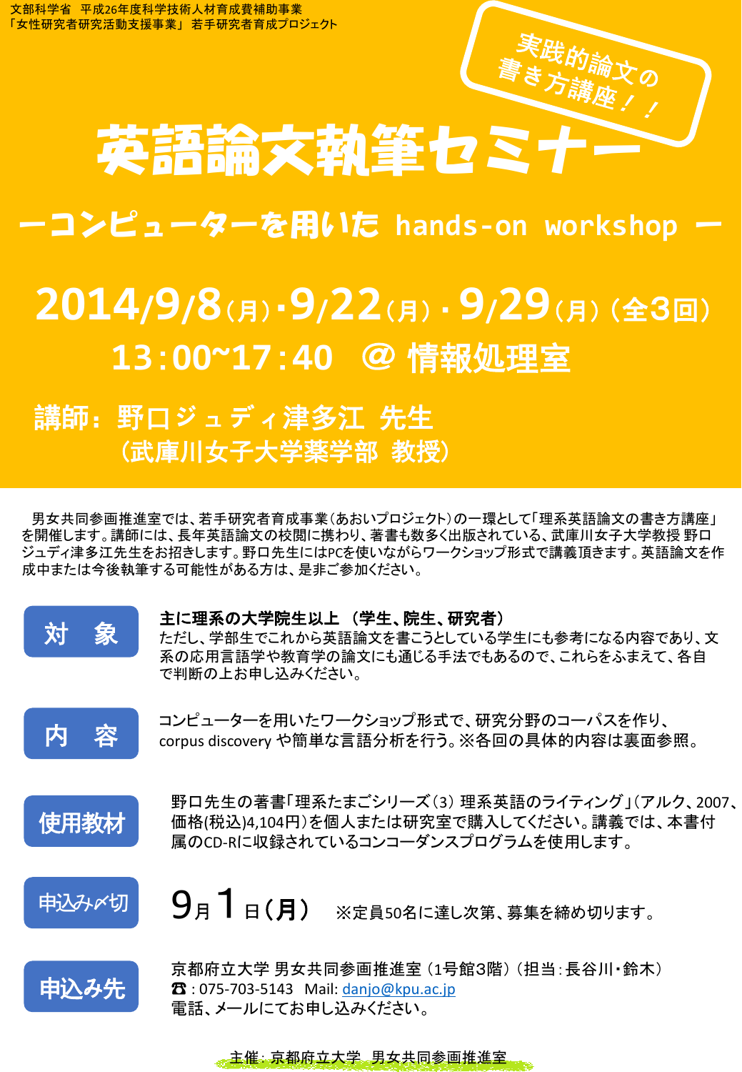文部科学省　平成26年度科学技術人材育成費補助事業
「女性研究者研究活動支援事業」 若手研究者育成プロジェクト

実践的論文の書き方講座！！

# 英語論文執筆セミナー

## ーコンピューターを用いた hands-on workshop ー

**2014/9/8（月）・9/22（月）・9/29（月）（全3回）**

**13:00~17:40　@ 情報処理室**

**講師：野口ジュディ津多江　先生**
**（武庫川女子大学薬学部　教授）**

男女共同参画推進室では、若手研究者育成事業（あおいプロジェクト）の一環として「理系英語論文の書き方講座」を開催します。講師には、長年英語論文の校閲に携わり、著書も数多く出版されている、武庫川女子大学教授 野口ジュディ津多江先生をお招きします。野口先生にはPCを使いながらワークショップ形式で講義頂きます。英語論文を作成中または今後執筆する可能性がある方は、是非ご参加ください。

**対　象**

**主に理系の大学院生以上 （学生、院生、研究者）**
ただし、学部生でこれから英語論文を書こうとしている学生にも参考になる内容であり、文系の応用言語学や教育学の論文にも通じる手法でもあるので、これらをふまえて、各自で判断の上お申し込みください。

**内　容**

コンピューターを用いたワークショップ形式で、研究分野のコーパスを作り、corpus discovery や簡単な言語分析を行う。※各回の具体的内容は裏面参照。

**使用教材**

野口先生の著書「理系たまごシリーズ（3） 理系英語のライティング」（アルク、2007、価格(税込)4,104円）を個人または研究室で購入してください。講義では、本書付属のCD-Rに収録されているコンコーダンスプログラムを使用します。

**申込み〆切**

9月1日（月）　※定員50名に達し次第、募集を締め切ります。

**申込み先**

京都府立大学 男女共同参画推進室（1号館3階）（担当：長谷川・鈴木）
☎：075-703-5143　Mail: danjo@kpu.ac.jp
電話、メールにてお申し込みください。

主催：京都府立大学　男女共同参画推進室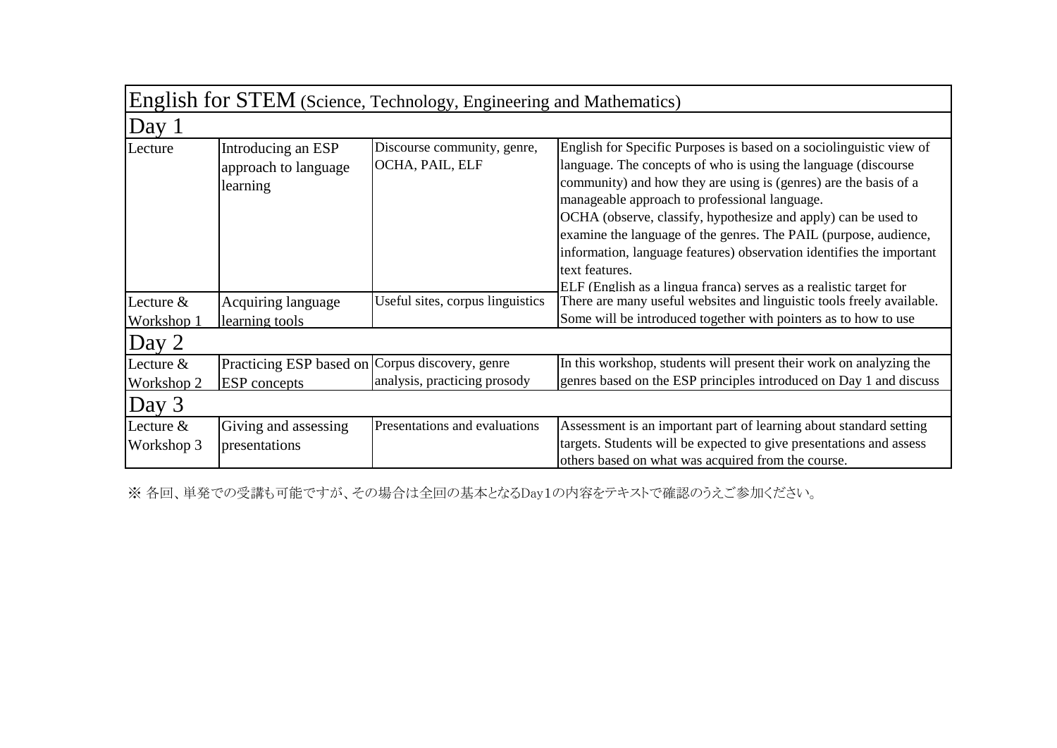| English for STEM (Science, Technology, Engineering and Mathematics) | | | |
|---|---|---|---|
| **Day 1** | | | |
| Lecture | Introducing an ESP approach to language learning | Discourse community, genre, OCHA, PAIL, ELF | English for Specific Purposes is based on a sociolinguistic view of language. The concepts of who is using the language (discourse community) and how they are using is (genres) are the basis of a manageable approach to professional language. OCHA (observe, classify, hypothesize and apply) can be used to examine the language of the genres. The PAIL (purpose, audience, information, language features) observation identifies the important text features. ELF (English as a lingua franca) serves as a realistic target for |
| Lecture & Workshop 1 | Acquiring language learning tools | Useful sites, corpus linguistics | There are many useful websites and linguistic tools freely available. Some will be introduced together with pointers as to how to use |
| **Day 2** | | | |
| Lecture & Workshop 2 | Practicing ESP based on ESP concepts | Corpus discovery, genre analysis, practicing prosody | In this workshop, students will present their work on analyzing the genres based on the ESP principles introduced on Day 1 and discuss |
| **Day 3** | | | |
| Lecture & Workshop 3 | Giving and assessing presentations | Presentations and evaluations | Assessment is an important part of learning about standard setting targets. Students will be expected to give presentations and assess others based on what was acquired from the course. |

※ 各回、単発での受講も可能ですが、その場合は全回の基本となるDay1の内容をテキストで確認のうえご参加ください。